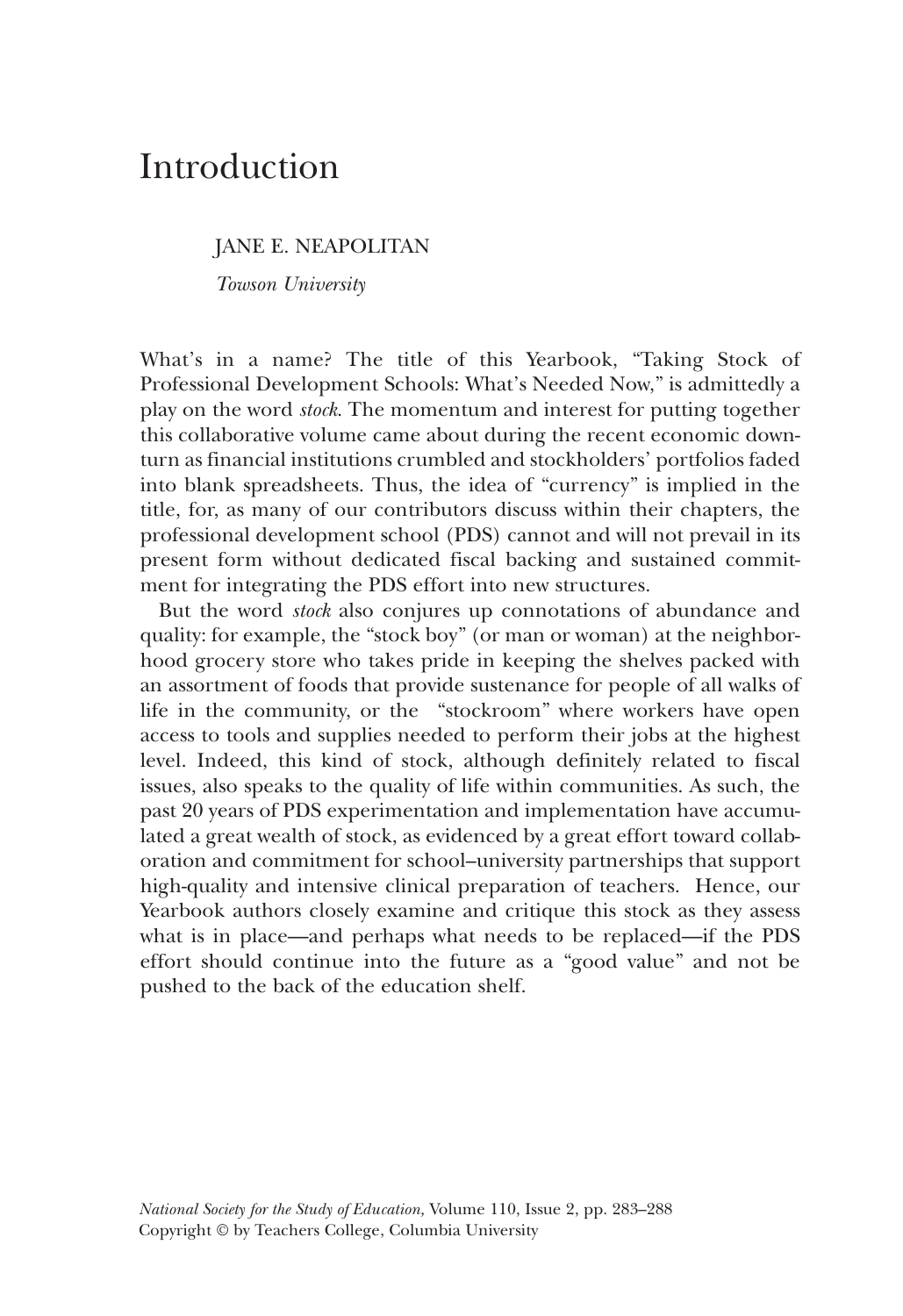# Introduction

JANE E. NEAPOLITAN

*Towson University*

What's in a name? The title of this Yearbook, "Taking Stock of Professional Development Schools: What's Needed Now," is admittedly a play on the word *stock*. The momentum and interest for putting together this collaborative volume came about during the recent economic downturn as financial institutions crumbled and stockholders' portfolios faded into blank spreadsheets. Thus, the idea of "currency" is implied in the title, for, as many of our contributors discuss within their chapters, the professional development school (PDS) cannot and will not prevail in its present form without dedicated fiscal backing and sustained commitment for integrating the PDS effort into new structures.

But the word *stock* also conjures up connotations of abundance and quality: for example, the "stock boy" (or man or woman) at the neighborhood grocery store who takes pride in keeping the shelves packed with an assortment of foods that provide sustenance for people of all walks of life in the community, or the "stockroom" where workers have open access to tools and supplies needed to perform their jobs at the highest level. Indeed, this kind of stock, although definitely related to fiscal issues, also speaks to the quality of life within communities. As such, the past 20 years of PDS experimentation and implementation have accumulated a great wealth of stock, as evidenced by a great effort toward collaboration and commitment for school–university partnerships that support high-quality and intensive clinical preparation of teachers. Hence, our Yearbook authors closely examine and critique this stock as they assess what is in place—and perhaps what needs to be replaced—if the PDS effort should continue into the future as a "good value" and not be pushed to the back of the education shelf.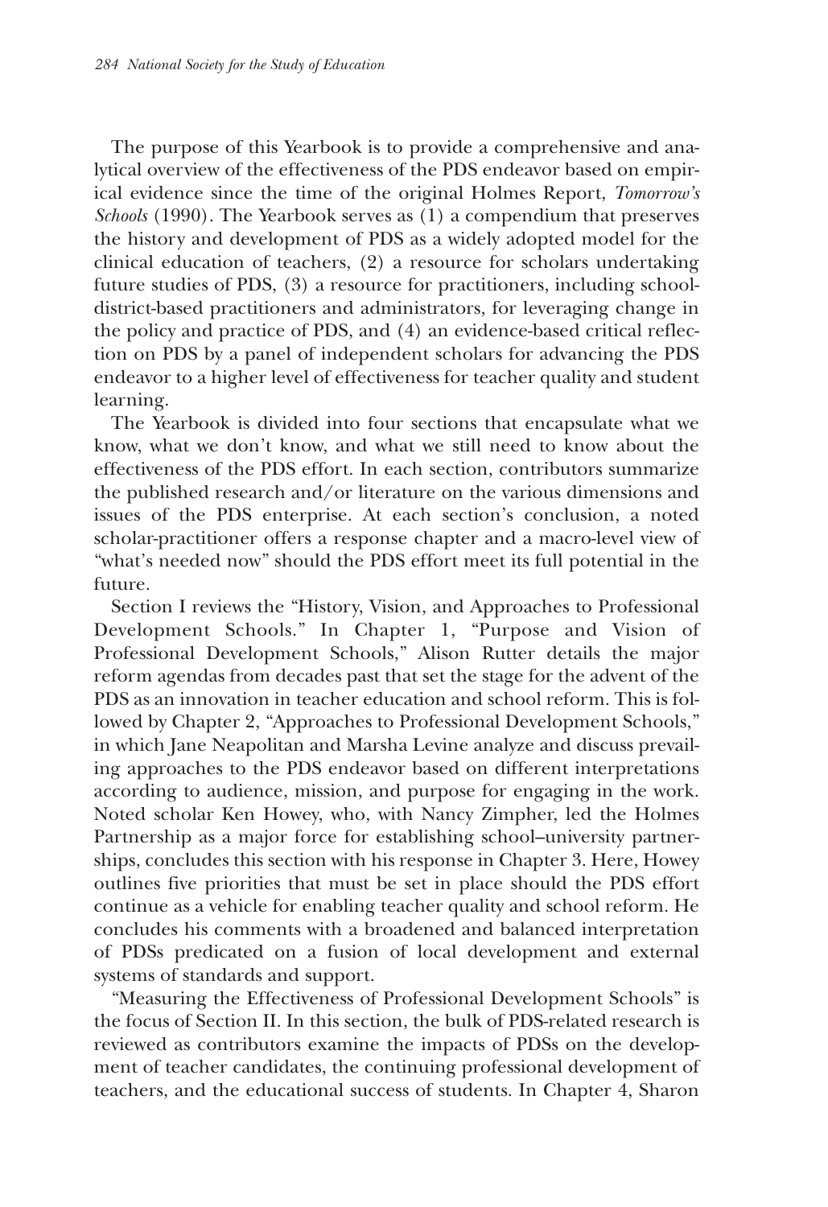The purpose of this Yearbook is to provide a comprehensive and analytical overview of the effectiveness of the PDS endeavor based on empirical evidence since the time of the original Holmes Report, *Tomorrow's Schools* (1990). The Yearbook serves as (1) a compendium that preserves the history and development of PDS as a widely adopted model for the clinical education of teachers, (2) a resource for scholars undertaking future studies of PDS, (3) a resource for practitioners, including school-district-based practitioners and administrators, for leveraging change in the policy and practice of PDS, and (4) an evidence-based critical reflection on PDS by a panel of independent scholars for advancing the PDS endeavor to a higher level of effectiveness for teacher quality and student learning.

The Yearbook is divided into four sections that encapsulate what we know, what we don't know, and what we still need to know about the effectiveness of the PDS effort. In each section, contributors summarize the published research and/or literature on the various dimensions and issues of the PDS enterprise. At each section's conclusion, a noted scholar-practitioner offers a response chapter and a macro-level view of "what's needed now" should the PDS effort meet its full potential in the future.

Section I reviews the "History, Vision, and Approaches to Professional Development Schools." In Chapter 1, "Purpose and Vision of Professional Development Schools," Alison Rutter details the major reform agendas from decades past that set the stage for the advent of the PDS as an innovation in teacher education and school reform. This is followed by Chapter 2, "Approaches to Professional Development Schools," in which Jane Neapolitan and Marsha Levine analyze and discuss prevailing approaches to the PDS endeavor based on different interpretations according to audience, mission, and purpose for engaging in the work. Noted scholar Ken Howey, who, with Nancy Zimpher, led the Holmes Partnership as a major force for establishing school–university partnerships, concludes this section with his response in Chapter 3. Here, Howey outlines five priorities that must be set in place should the PDS effort continue as a vehicle for enabling teacher quality and school reform. He concludes his comments with a broadened and balanced interpretation of PDSs predicated on a fusion of local development and external systems of standards and support.

"Measuring the Effectiveness of Professional Development Schools" is the focus of Section II. In this section, the bulk of PDS-related research is reviewed as contributors examine the impacts of PDSs on the development of teacher candidates, the continuing professional development of teachers, and the educational success of students. In Chapter 4, Sharon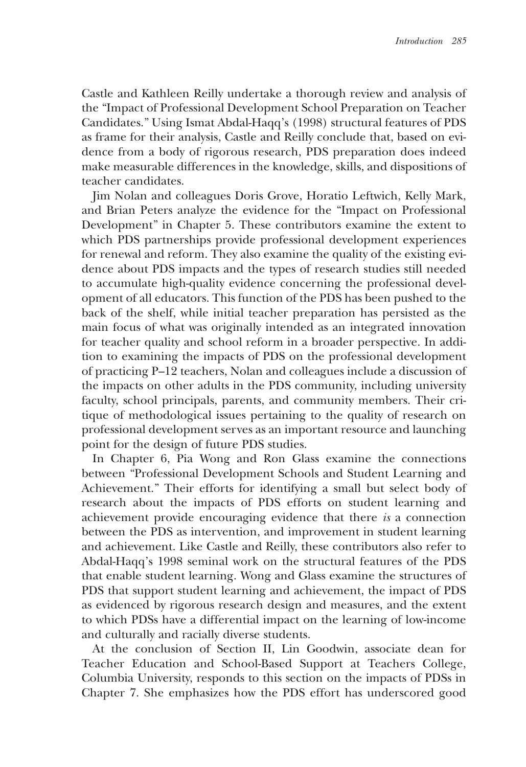Castle and Kathleen Reilly undertake a thorough review and analysis of the "Impact of Professional Development School Preparation on Teacher Candidates." Using Ismat Abdal-Haqq's (1998) structural features of PDS as frame for their analysis, Castle and Reilly conclude that, based on evidence from a body of rigorous research, PDS preparation does indeed make measurable differences in the knowledge, skills, and dispositions of teacher candidates.

Jim Nolan and colleagues Doris Grove, Horatio Leftwich, Kelly Mark, and Brian Peters analyze the evidence for the "Impact on Professional Development" in Chapter 5. These contributors examine the extent to which PDS partnerships provide professional development experiences for renewal and reform. They also examine the quality of the existing evidence about PDS impacts and the types of research studies still needed to accumulate high-quality evidence concerning the professional development of all educators. This function of the PDS has been pushed to the back of the shelf, while initial teacher preparation has persisted as the main focus of what was originally intended as an integrated innovation for teacher quality and school reform in a broader perspective. In addition to examining the impacts of PDS on the professional development of practicing P–12 teachers, Nolan and colleagues include a discussion of the impacts on other adults in the PDS community, including university faculty, school principals, parents, and community members. Their critique of methodological issues pertaining to the quality of research on professional development serves as an important resource and launching point for the design of future PDS studies.

In Chapter 6, Pia Wong and Ron Glass examine the connections between "Professional Development Schools and Student Learning and Achievement." Their efforts for identifying a small but select body of research about the impacts of PDS efforts on student learning and achievement provide encouraging evidence that there *is* a connection between the PDS as intervention, and improvement in student learning and achievement. Like Castle and Reilly, these contributors also refer to Abdal-Haqq's 1998 seminal work on the structural features of the PDS that enable student learning. Wong and Glass examine the structures of PDS that support student learning and achievement, the impact of PDS as evidenced by rigorous research design and measures, and the extent to which PDSs have a differential impact on the learning of low-income and culturally and racially diverse students.

At the conclusion of Section II, Lin Goodwin, associate dean for Teacher Education and School-Based Support at Teachers College, Columbia University, responds to this section on the impacts of PDSs in Chapter 7. She emphasizes how the PDS effort has underscored good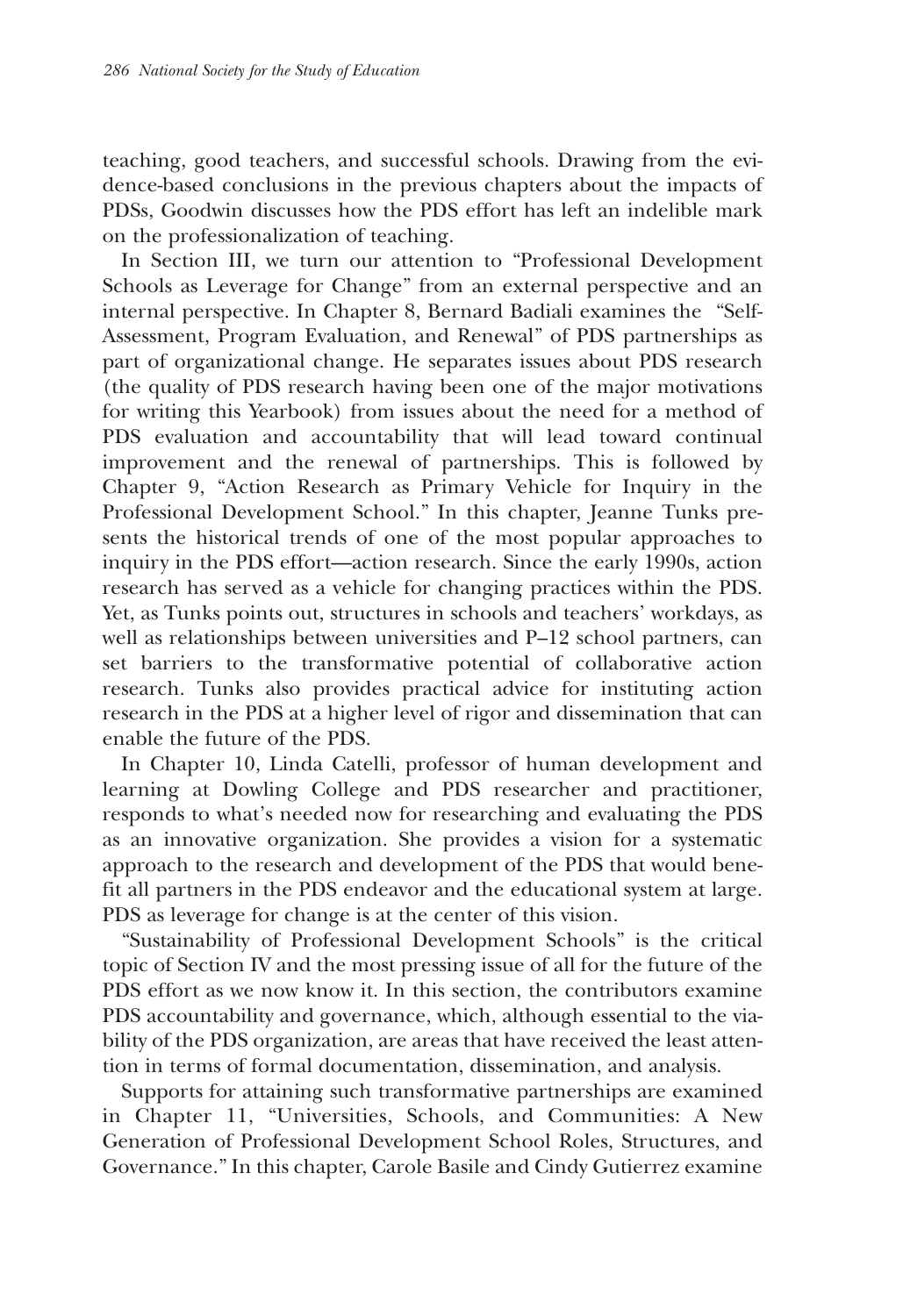teaching, good teachers, and successful schools. Drawing from the evidence-based conclusions in the previous chapters about the impacts of PDSs, Goodwin discusses how the PDS effort has left an indelible mark on the professionalization of teaching.

In Section III, we turn our attention to "Professional Development Schools as Leverage for Change" from an external perspective and an internal perspective. In Chapter 8, Bernard Badiali examines the "Self-Assessment, Program Evaluation, and Renewal" of PDS partnerships as part of organizational change. He separates issues about PDS research (the quality of PDS research having been one of the major motivations for writing this Yearbook) from issues about the need for a method of PDS evaluation and accountability that will lead toward continual improvement and the renewal of partnerships. This is followed by Chapter 9, "Action Research as Primary Vehicle for Inquiry in the Professional Development School." In this chapter, Jeanne Tunks presents the historical trends of one of the most popular approaches to inquiry in the PDS effort—action research. Since the early 1990s, action research has served as a vehicle for changing practices within the PDS. Yet, as Tunks points out, structures in schools and teachers' workdays, as well as relationships between universities and P–12 school partners, can set barriers to the transformative potential of collaborative action research. Tunks also provides practical advice for instituting action research in the PDS at a higher level of rigor and dissemination that can enable the future of the PDS.

In Chapter 10, Linda Catelli, professor of human development and learning at Dowling College and PDS researcher and practitioner, responds to what's needed now for researching and evaluating the PDS as an innovative organization. She provides a vision for a systematic approach to the research and development of the PDS that would benefit all partners in the PDS endeavor and the educational system at large. PDS as leverage for change is at the center of this vision.

"Sustainability of Professional Development Schools" is the critical topic of Section IV and the most pressing issue of all for the future of the PDS effort as we now know it. In this section, the contributors examine PDS accountability and governance, which, although essential to the viability of the PDS organization, are areas that have received the least attention in terms of formal documentation, dissemination, and analysis.

Supports for attaining such transformative partnerships are examined in Chapter 11, "Universities, Schools, and Communities: A New Generation of Professional Development School Roles, Structures, and Governance." In this chapter, Carole Basile and Cindy Gutierrez examine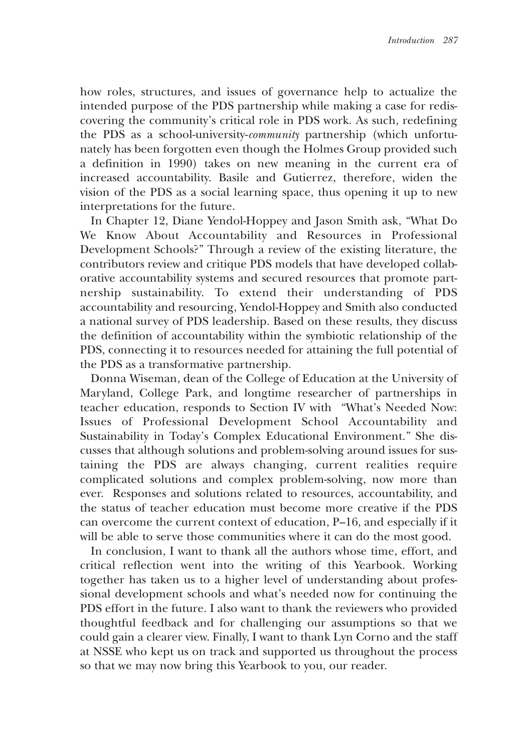how roles, structures, and issues of governance help to actualize the intended purpose of the PDS partnership while making a case for rediscovering the community's critical role in PDS work. As such, redefining the PDS as a school-university-*community* partnership (which unfortunately has been forgotten even though the Holmes Group provided such a definition in 1990) takes on new meaning in the current era of increased accountability. Basile and Gutierrez, therefore, widen the vision of the PDS as a social learning space, thus opening it up to new interpretations for the future.

In Chapter 12, Diane Yendol-Hoppey and Jason Smith ask, "What Do We Know About Accountability and Resources in Professional Development Schools?" Through a review of the existing literature, the contributors review and critique PDS models that have developed collaborative accountability systems and secured resources that promote partnership sustainability. To extend their understanding of PDS accountability and resourcing, Yendol-Hoppey and Smith also conducted a national survey of PDS leadership. Based on these results, they discuss the definition of accountability within the symbiotic relationship of the PDS, connecting it to resources needed for attaining the full potential of the PDS as a transformative partnership.

Donna Wiseman, dean of the College of Education at the University of Maryland, College Park, and longtime researcher of partnerships in teacher education, responds to Section IV with "What's Needed Now: Issues of Professional Development School Accountability and Sustainability in Today's Complex Educational Environment." She discusses that although solutions and problem-solving around issues for sustaining the PDS are always changing, current realities require complicated solutions and complex problem-solving, now more than ever. Responses and solutions related to resources, accountability, and the status of teacher education must become more creative if the PDS can overcome the current context of education, P–16, and especially if it will be able to serve those communities where it can do the most good.

In conclusion, I want to thank all the authors whose time, effort, and critical reflection went into the writing of this Yearbook. Working together has taken us to a higher level of understanding about professional development schools and what's needed now for continuing the PDS effort in the future. I also want to thank the reviewers who provided thoughtful feedback and for challenging our assumptions so that we could gain a clearer view. Finally, I want to thank Lyn Corno and the staff at NSSE who kept us on track and supported us throughout the process so that we may now bring this Yearbook to you, our reader.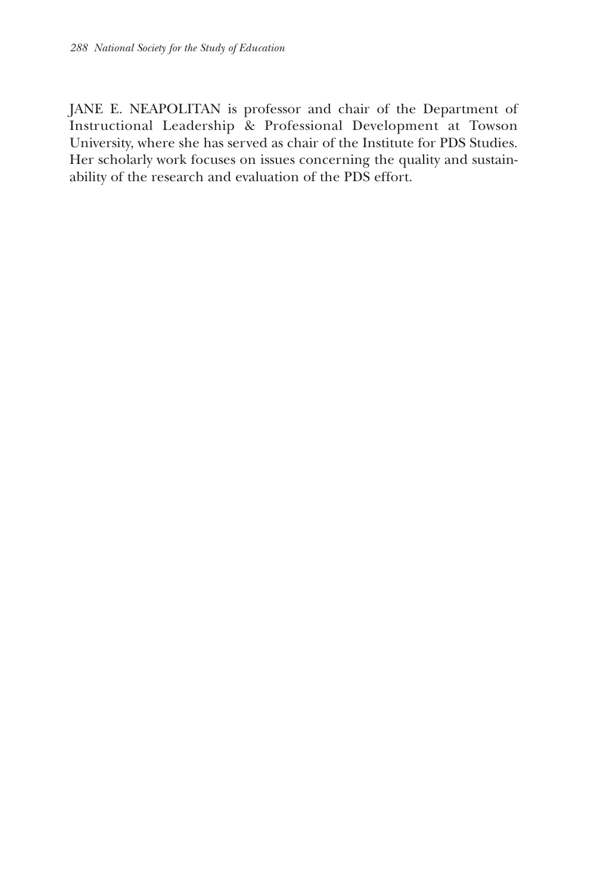JANE E. NEAPOLITAN is professor and chair of the Department of Instructional Leadership & Professional Development at Towson University, where she has served as chair of the Institute for PDS Studies. Her scholarly work focuses on issues concerning the quality and sustainability of the research and evaluation of the PDS effort.